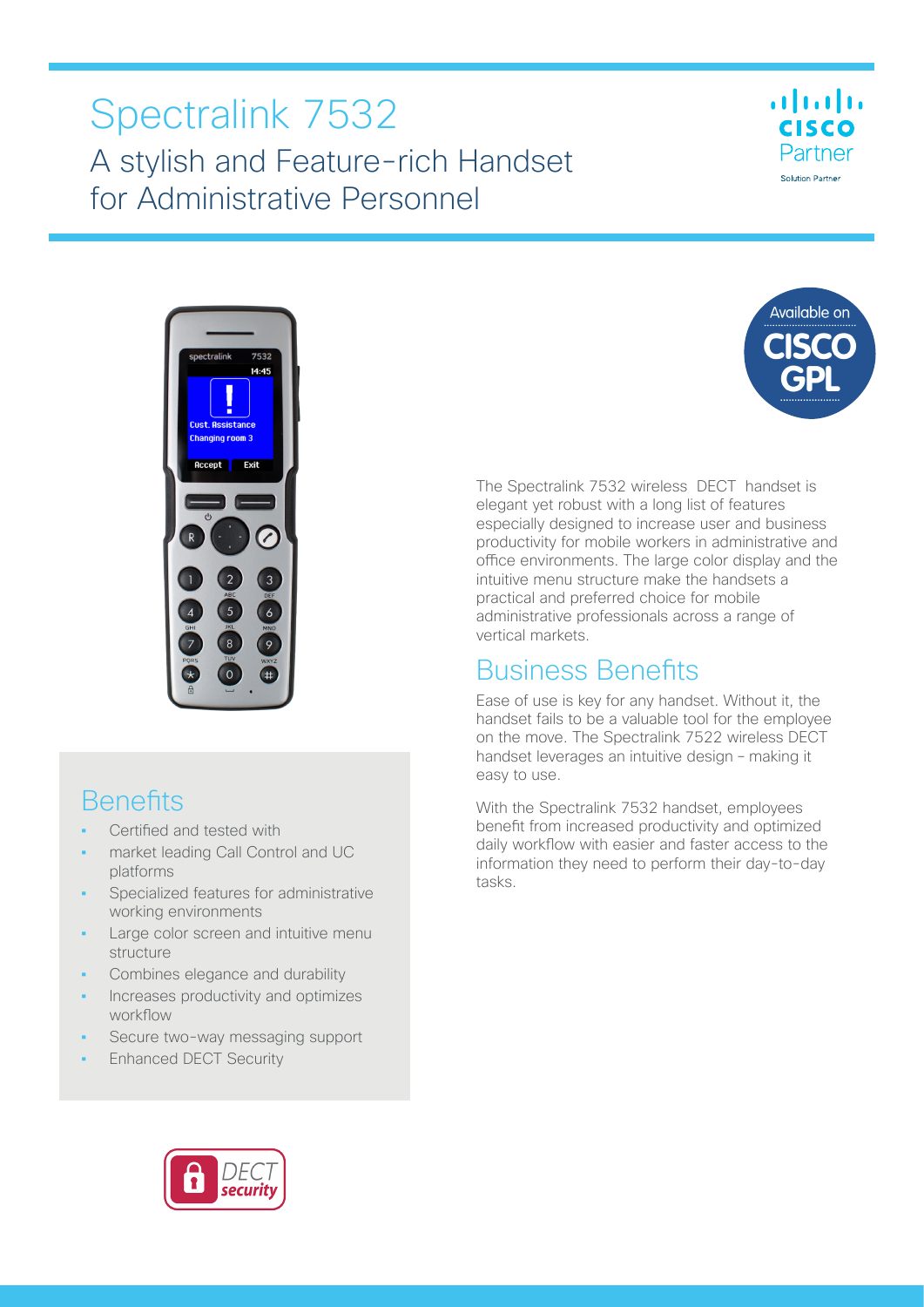# Spectralink 7532

## A stylish and Feature-rich Handset for Administrative Personnel

The Spectralink 7532 wireless DECT handset is elegant yet robust with a long list of features especially designed to increase user and business productivity for mobile workers in administrative and office environments. The large color display and the intuitive menu structure make the handsets a practical and preferred choice for mobile administrative professionals across a range of vertical markets.

## Business Benefits

Ease of use is key for any handset. Without it, the handset fails to be a valuable tool for the employee on the move. The Spectralink 7522 wireless DECT handset leverages an intuitive design – making it easy to use.

With the Spectralink 7532 handset, employees benefit from increased productivity and optimized daily workflow with easier and faster access to the information they need to perform their day-to-day tasks.

## Benefits

- Certified and tested with
- market leading Call Control and UC platforms
- Specialized features for administrative working environments
- Large color screen and intuitive menu structure
- Combines elegance and durability
- Increases productivity and optimizes workflow
- Secure two-way messaging support
- Enhanced DECT Security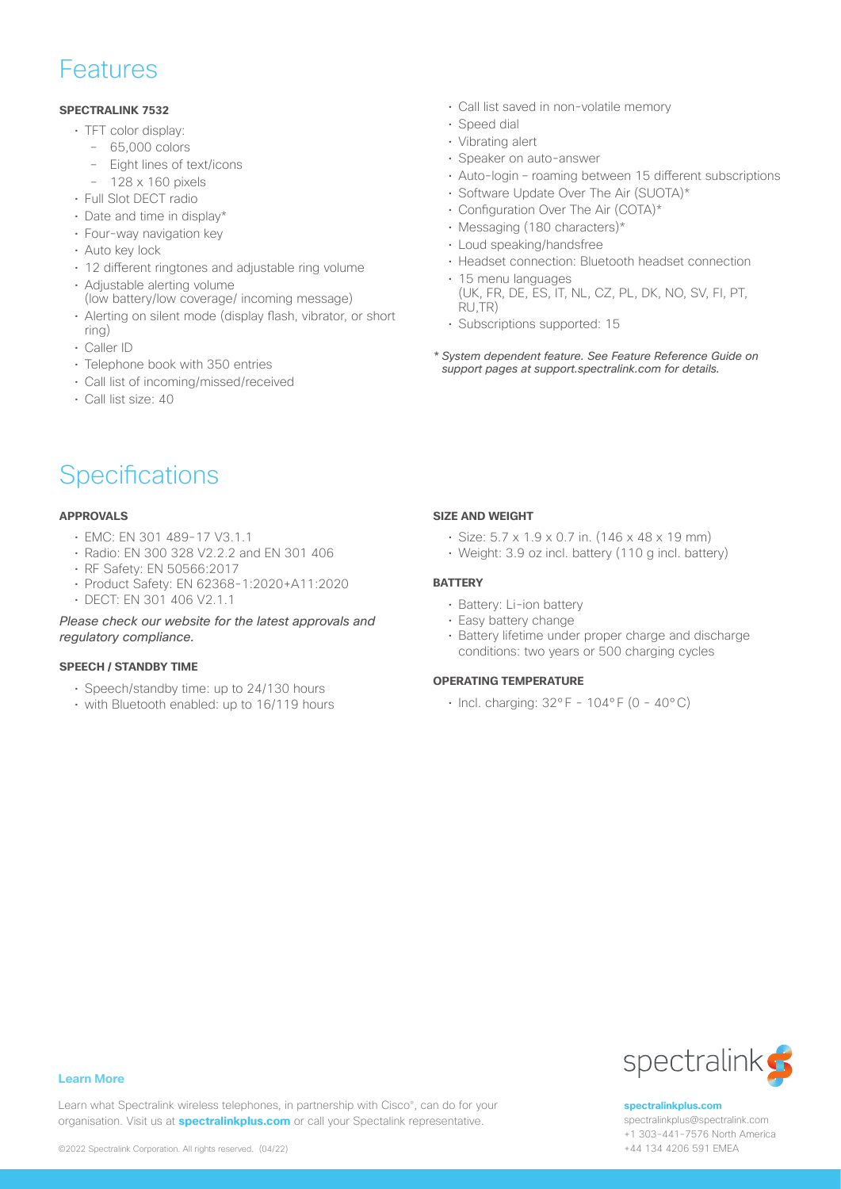# Features

### SPECTRALINK 7532

- TFT color display:
  - 65,000 colors
  - Eight lines of text/icons
  - 128 x 160 pixels
- Full Slot DECT radio
- Date and time in display*
- Four-way navigation key
- Auto key lock
- 12 different ringtones and adjustable ring volume
- Adjustable alerting volume (low battery/low coverage/ incoming message)
- Alerting on silent mode (display flash, vibrator, or short ring)
- Caller ID
- Telephone book with 350 entries
- Call list of incoming/missed/received
- Call list size: 40
- Call list saved in non-volatile memory
- Speed dial
- Vibrating alert
- Speaker on auto-answer
- Auto-login – roaming between 15 different subscriptions
- Software Update Over The Air (SUOTA)*
- Configuration Over The Air (COTA)*
- Messaging (180 characters)*
- Loud speaking/handsfree
- Headset connection: Bluetooth headset connection
- 15 menu languages (UK, FR, DE, ES, IT, NL, CZ, PL, DK, NO, SV, FI, PT, RU,TR)
- Subscriptions supported: 15

*\* System dependent feature. See Feature Reference Guide on support pages at support.spectralink.com for details.*

# Specifications

### APPROVALS

- EMC: EN 301 489-17 V3.1.1
- Radio: EN 300 328 V2.2.2 and EN 301 406
- RF Safety: EN 50566:2017
- Product Safety: EN 62368-1:2020+A11:2020
- DECT: EN 301 406 V2.1.1

*Please check our website for the latest approvals and regulatory compliance.*

### SPEECH / STANDBY TIME

- Speech/standby time: up to 24/130 hours
- with Bluetooth enabled: up to 16/119 hours

### SIZE AND WEIGHT

- Size: 5.7 x 1.9 x 0.7 in. (146 x 48 x 19 mm)
- Weight: 3.9 oz incl. battery (110 g incl. battery)

### BATTERY

- Battery: Li-ion battery
- Easy battery change
- Battery lifetime under proper charge and discharge conditions: two years or 500 charging cycles

### OPERATING TEMPERATURE

- Incl. charging: 32°F - 104°F (0 - 40°C)

**Learn More**

Learn what Spectralink wireless telephones, in partnership with Cisco®, can do for your organisation. Visit us at **spectralinkplus.com** or call your Spectralink representative.

**spectralinkplus.com**
spectralinkplus@spectralink.com
+1 303-441-7576 North America
+44 134 4206 591 EMEA

©2022 Spectralink Corporation. All rights reserved. (04/22)